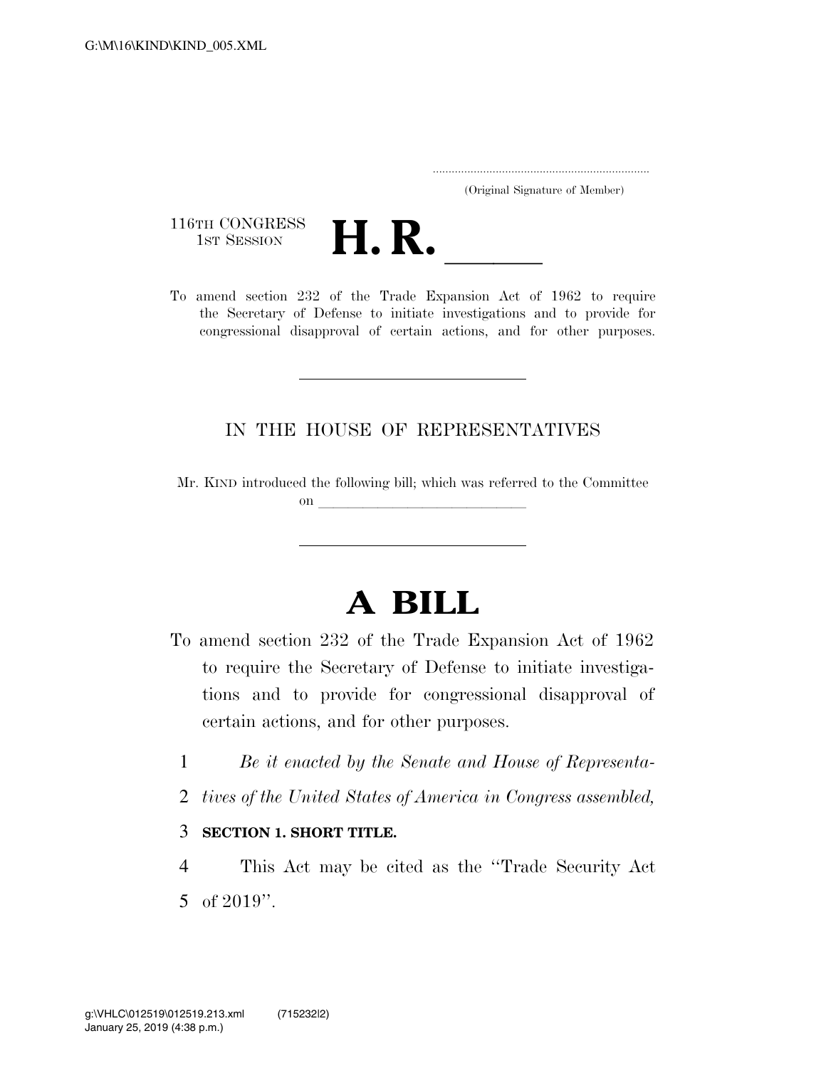G:\M\16\KIND\KIND_005.XML

.....................................................................

(Original Signature of Member)

116TH CONGRESS
1ST SESSION

# H. R. \_\_\_\_\_\_

To amend section 232 of the Trade Expansion Act of 1962 to require the Secretary of Defense to initiate investigations and to provide for congressional disapproval of certain actions, and for other purposes.

---

IN THE HOUSE OF REPRESENTATIVES

Mr. KIND introduced the following bill; which was referred to the Committee on \_\_\_\_\_\_\_\_\_\_\_\_\_\_\_\_\_\_\_\_\_\_\_\_\_\_\_\_

---

# A BILL

To amend section 232 of the Trade Expansion Act of 1962 to require the Secretary of Defense to initiate investigations and to provide for congressional disapproval of certain actions, and for other purposes.

1 *Be it enacted by the Senate and House of Representa-*
2 *tives of the United States of America in Congress assembled,*

3 **SECTION 1. SHORT TITLE.**

4 This Act may be cited as the ''Trade Security Act
5 of 2019''.

g:\VHLC\012519\012519.213.xml (715232|2)
January 25, 2019 (4:38 p.m.)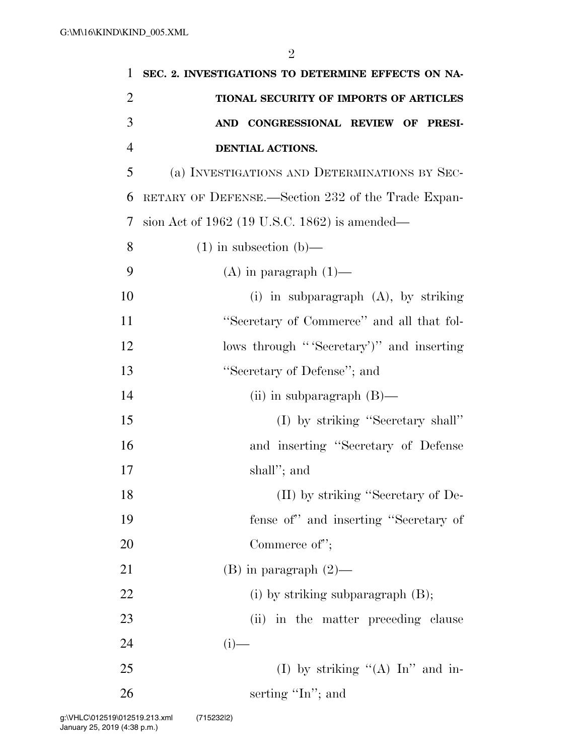**SEC. 2. INVESTIGATIONS TO DETERMINE EFFECTS ON NATIONAL SECURITY OF IMPORTS OF ARTICLES AND CONGRESSIONAL REVIEW OF PRESIDENTIAL ACTIONS.**

(a) INVESTIGATIONS AND DETERMINATIONS BY SECRETARY OF DEFENSE.—Section 232 of the Trade Expansion Act of 1962 (19 U.S.C. 1862) is amended—

(1) in subsection (b)—

(A) in paragraph (1)—

(i) in subparagraph (A), by striking "Secretary of Commerce" and all that follows through "'Secretary')" and inserting "Secretary of Defense"; and

(ii) in subparagraph (B)—

(I) by striking "Secretary shall" and inserting "Secretary of Defense shall"; and

(II) by striking "Secretary of Defense of" and inserting "Secretary of Commerce of";

(B) in paragraph (2)—

(i) by striking subparagraph (B);

(ii) in the matter preceding clause (i)—

(I) by striking "(A) In" and inserting "In"; and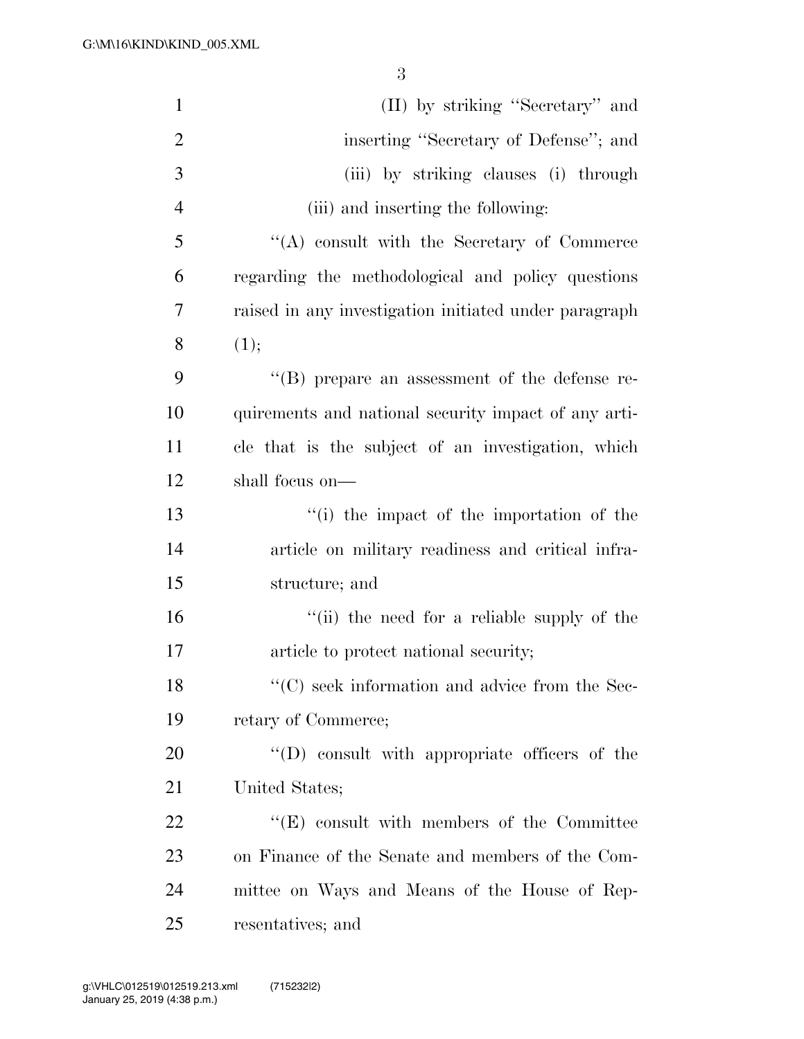(II) by striking "Secretary" and inserting "Secretary of Defense"; and

(iii) by striking clauses (i) through (iii) and inserting the following:

"(A) consult with the Secretary of Commerce regarding the methodological and policy questions raised in any investigation initiated under paragraph (1);

"(B) prepare an assessment of the defense requirements and national security impact of any article that is the subject of an investigation, which shall focus on—

"(i) the impact of the importation of the article on military readiness and critical infrastructure; and

"(ii) the need for a reliable supply of the article to protect national security;

"(C) seek information and advice from the Secretary of Commerce;

"(D) consult with appropriate officers of the United States;

"(E) consult with members of the Committee on Finance of the Senate and members of the Committee on Ways and Means of the House of Representatives; and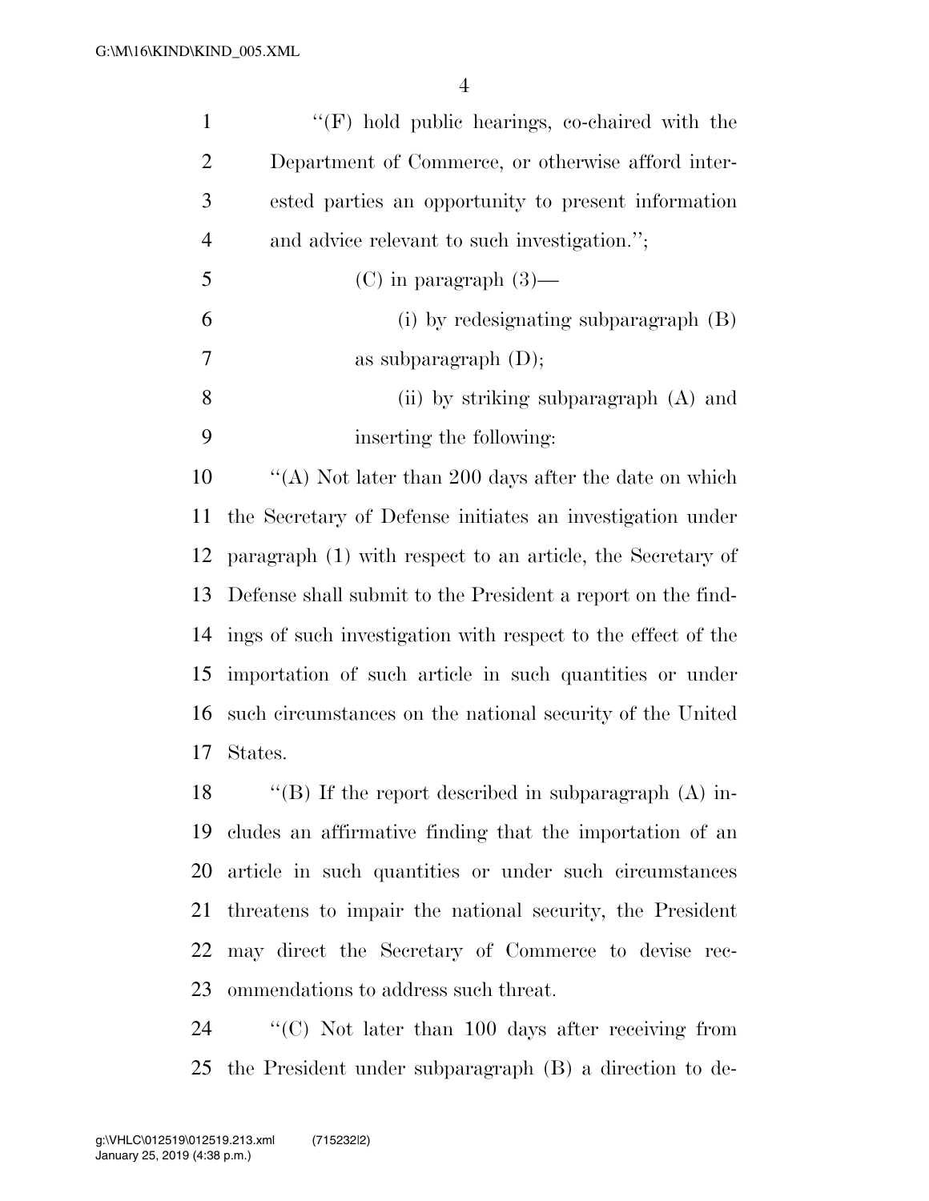"(F) hold public hearings, co-chaired with the Department of Commerce, or otherwise afford interested parties an opportunity to present information and advice relevant to such investigation.";

(C) in paragraph (3)—

(i) by redesignating subparagraph (B) as subparagraph (D);

(ii) by striking subparagraph (A) and inserting the following:

"(A) Not later than 200 days after the date on which the Secretary of Defense initiates an investigation under paragraph (1) with respect to an article, the Secretary of Defense shall submit to the President a report on the findings of such investigation with respect to the effect of the importation of such article in such quantities or under such circumstances on the national security of the United States.

"(B) If the report described in subparagraph (A) includes an affirmative finding that the importation of an article in such quantities or under such circumstances threatens to impair the national security, the President may direct the Secretary of Commerce to devise recommendations to address such threat.

"(C) Not later than 100 days after receiving from the President under subparagraph (B) a direction to de-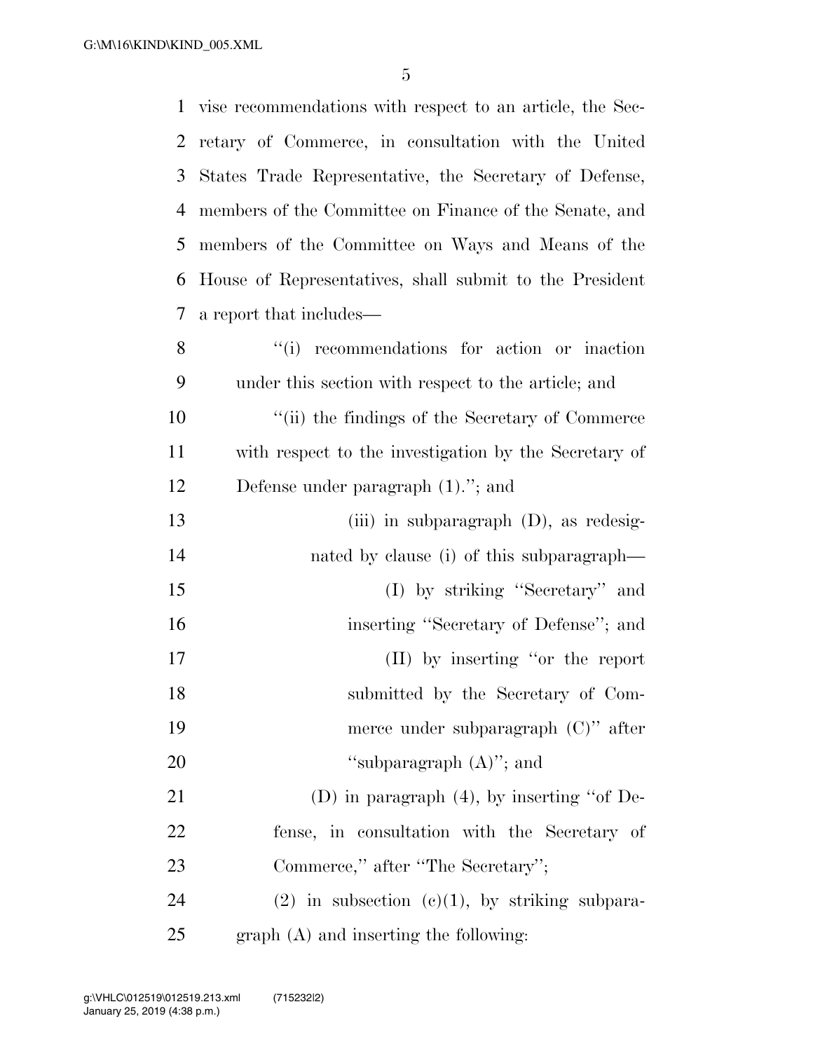vise recommendations with respect to an article, the Secretary of Commerce, in consultation with the United States Trade Representative, the Secretary of Defense, members of the Committee on Finance of the Senate, and members of the Committee on Ways and Means of the House of Representatives, shall submit to the President a report that includes—

"(i) recommendations for action or inaction under this section with respect to the article; and

"(ii) the findings of the Secretary of Commerce with respect to the investigation by the Secretary of Defense under paragraph (1)."; and

(iii) in subparagraph (D), as redesignated by clause (i) of this subparagraph—

(I) by striking "Secretary" and inserting "Secretary of Defense"; and

(II) by inserting "or the report submitted by the Secretary of Commerce under subparagraph (C)" after "subparagraph (A)"; and

(D) in paragraph (4), by inserting "of Defense, in consultation with the Secretary of Commerce," after "The Secretary";

(2) in subsection (c)(1), by striking subparagraph (A) and inserting the following: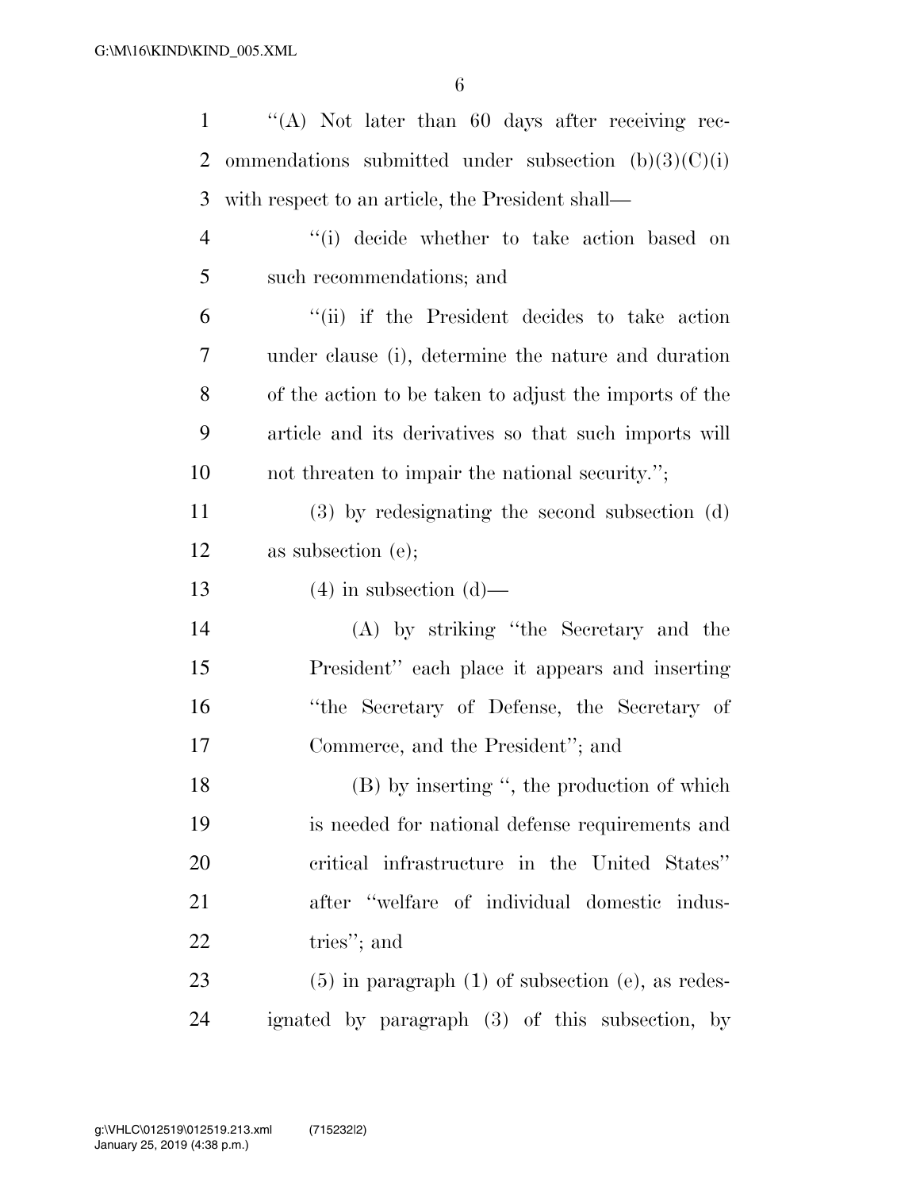"(A) Not later than 60 days after receiving recommendations submitted under subsection (b)(3)(C)(i) with respect to an article, the President shall—

"(i) decide whether to take action based on such recommendations; and

"(ii) if the President decides to take action under clause (i), determine the nature and duration of the action to be taken to adjust the imports of the article and its derivatives so that such imports will not threaten to impair the national security.";

(3) by redesignating the second subsection (d) as subsection (e);

(4) in subsection (d)—

(A) by striking "the Secretary and the President" each place it appears and inserting "the Secretary of Defense, the Secretary of Commerce, and the President"; and

(B) by inserting ", the production of which is needed for national defense requirements and critical infrastructure in the United States" after "welfare of individual domestic industries"; and

(5) in paragraph (1) of subsection (e), as redesignated by paragraph (3) of this subsection, by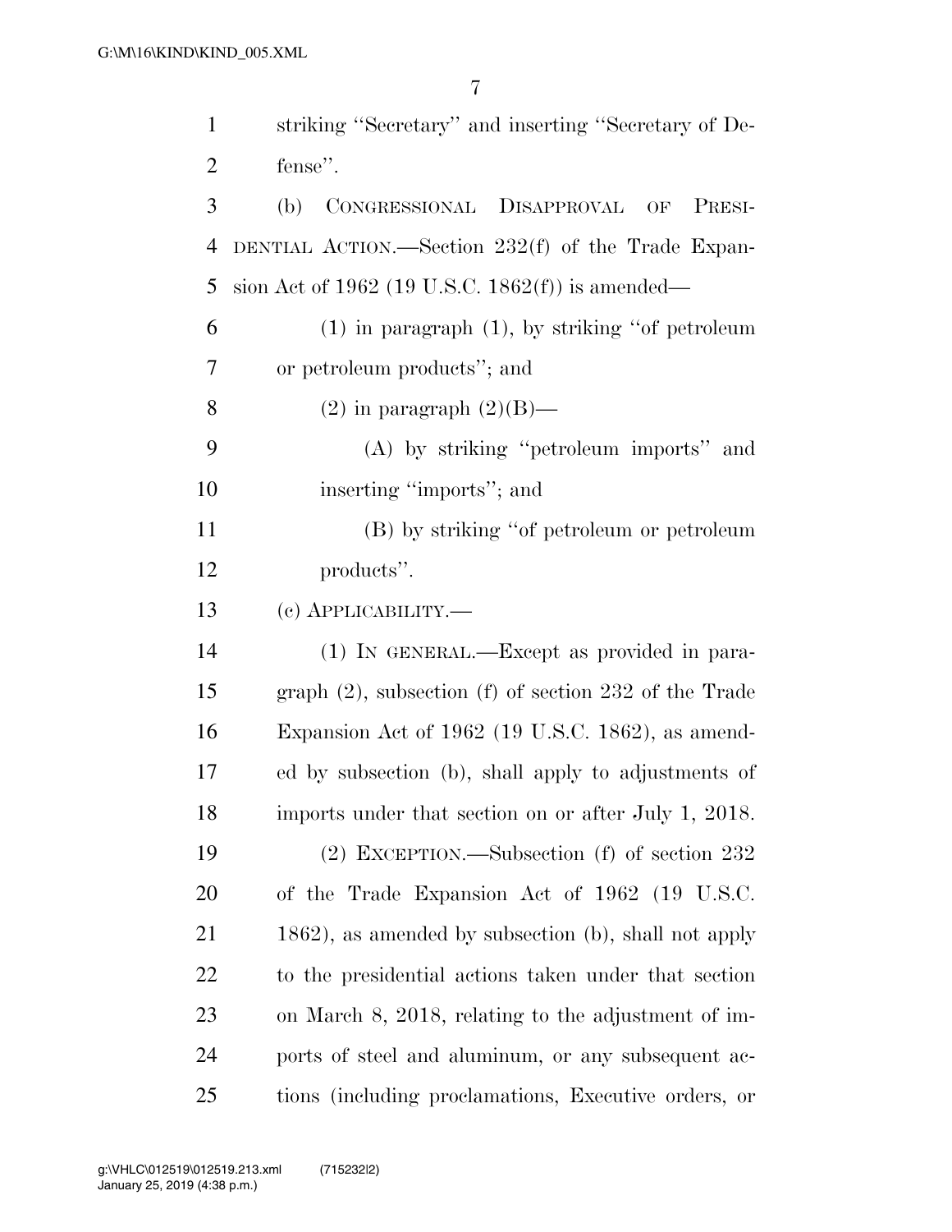striking "Secretary" and inserting "Secretary of Defense".

(b) CONGRESSIONAL DISAPPROVAL OF PRESIDENTIAL ACTION.—Section 232(f) of the Trade Expansion Act of 1962 (19 U.S.C. 1862(f)) is amended—

(1) in paragraph (1), by striking "of petroleum or petroleum products"; and

(2) in paragraph (2)(B)—

(A) by striking "petroleum imports" and inserting "imports"; and

(B) by striking "of petroleum or petroleum products".

(c) APPLICABILITY.—

(1) IN GENERAL.—Except as provided in paragraph (2), subsection (f) of section 232 of the Trade Expansion Act of 1962 (19 U.S.C. 1862), as amended by subsection (b), shall apply to adjustments of imports under that section on or after July 1, 2018.

(2) EXCEPTION.—Subsection (f) of section 232 of the Trade Expansion Act of 1962 (19 U.S.C. 1862), as amended by subsection (b), shall not apply to the presidential actions taken under that section on March 8, 2018, relating to the adjustment of imports of steel and aluminum, or any subsequent actions (including proclamations, Executive orders, or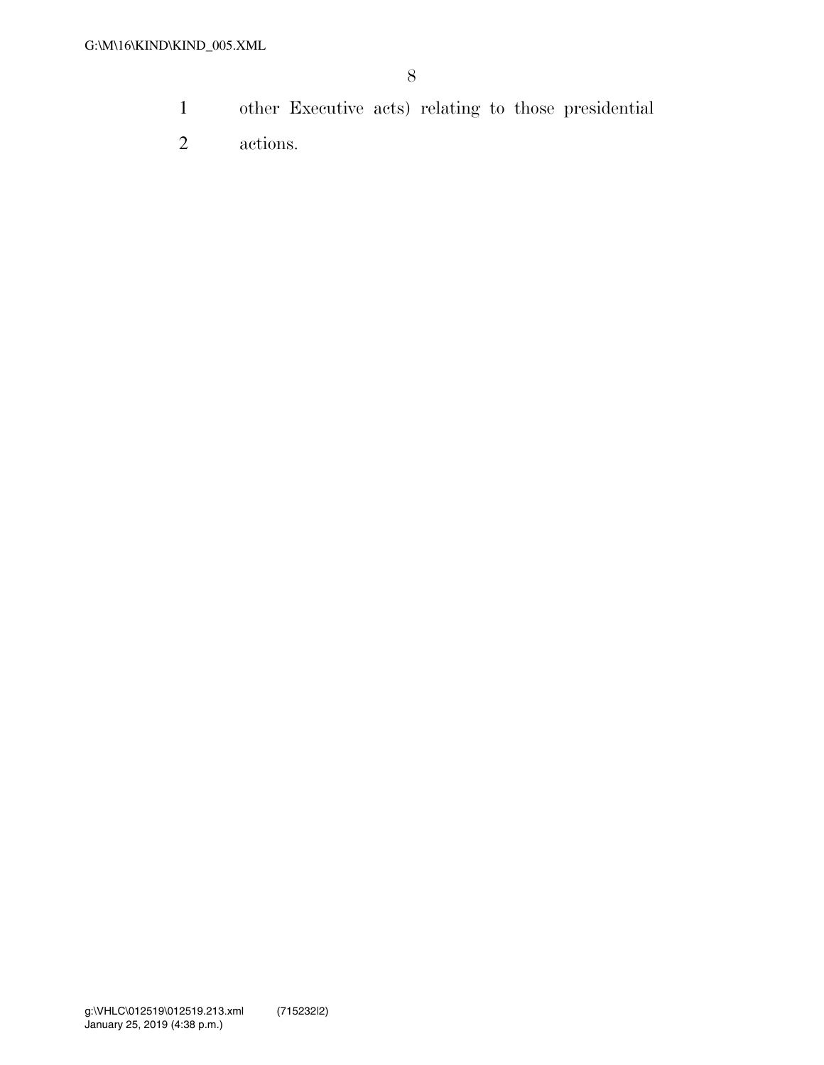other Executive acts) relating to those presidential actions.